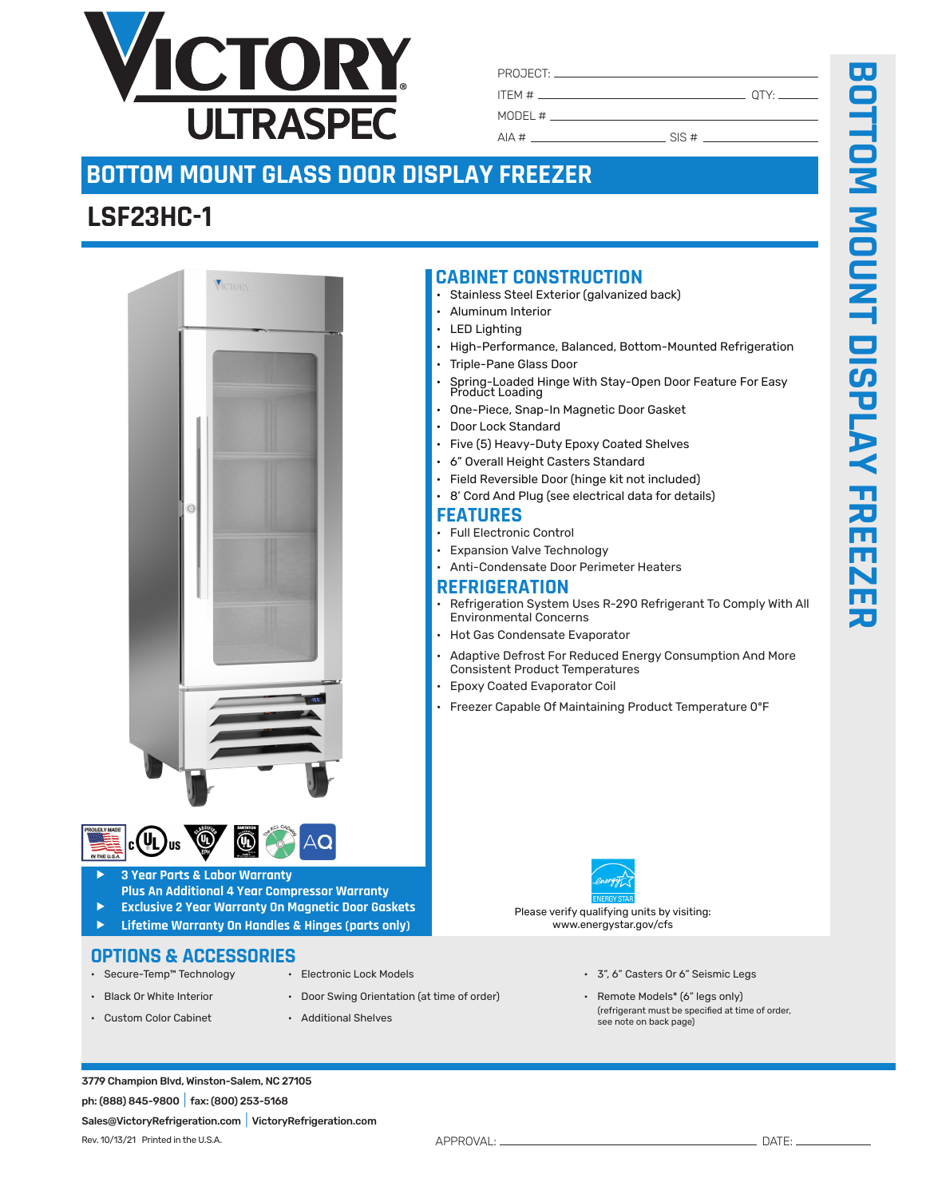# VICTORY ULTRASPEC

PROJECT: \_\_\_\_\_\_\_\_\_\_\_\_\_\_\_\_\_\_\_\_

ITEM # \_\_\_\_\_\_\_\_\_\_\_\_\_\_\_\_ QTY: \_\_\_\_\_\_

MODEL # \_\_\_\_\_\_\_\_\_\_\_\_\_\_\_\_\_\_\_\_

AIA # \_\_\_\_\_\_\_\_\_\_ SIS # \_\_\_\_\_\_\_\_\_\_

## BOTTOM MOUNT GLASS DOOR DISPLAY FREEZER

## LSF23HC-1

### CABINET CONSTRUCTION

- Stainless Steel Exterior (galvanized back)
- Aluminum Interior
- LED Lighting
- High-Performance, Balanced, Bottom-Mounted Refrigeration
- Triple-Pane Glass Door
- Spring-Loaded Hinge With Stay-Open Door Feature For Easy Product Loading
- One-Piece, Snap-In Magnetic Door Gasket
- Door Lock Standard
- Five (5) Heavy-Duty Epoxy Coated Shelves
- 6" Overall Height Casters Standard
- Field Reversible Door (hinge kit not included)
- 8' Cord And Plug (see electrical data for details)

### FEATURES

- Full Electronic Control
- Expansion Valve Technology
- Anti-Condensate Door Perimeter Heaters

### REFRIGERATION

- Refrigeration System Uses R-290 Refrigerant To Comply With All Environmental Concerns
- Hot Gas Condensate Evaporator
- Adaptive Defrost For Reduced Energy Consumption And More Consistent Product Temperatures
- Epoxy Coated Evaporator Coil
- Freezer Capable Of Maintaining Product Temperature 0°F

- **3 Year Parts & Labor Warranty Plus An Additional 4 Year Compressor Warranty**
- **Exclusive 2 Year Warranty On Magnetic Door Gaskets**
- **Lifetime Warranty On Handles & Hinges (parts only)**

ENERGY STAR

Please verify qualifying units by visiting: www.energystar.gov/cfs

### OPTIONS & ACCESSORIES

- Secure-Temp™ Technology
- Black Or White Interior
- Custom Color Cabinet
- Electronic Lock Models
- Door Swing Orientation (at time of order)
- Additional Shelves
- 3", 6" Casters Or 6" Seismic Legs
- Remote Models* (6" legs only) (refrigerant must be specified at time of order, see note on back page)

**3779 Champion Blvd, Winston-Salem, NC 27105**

**ph: (888) 845-9800 | fax: (800) 253-5168**

**Sales@VictoryRefrigeration.com | VictoryRefrigeration.com**

Rev. 10/13/21 Printed in the U.S.A.

APPROVAL: \_\_\_\_\_\_\_\_\_\_\_\_\_\_\_\_\_\_\_\_ DATE: \_\_\_\_\_\_\_\_\_\_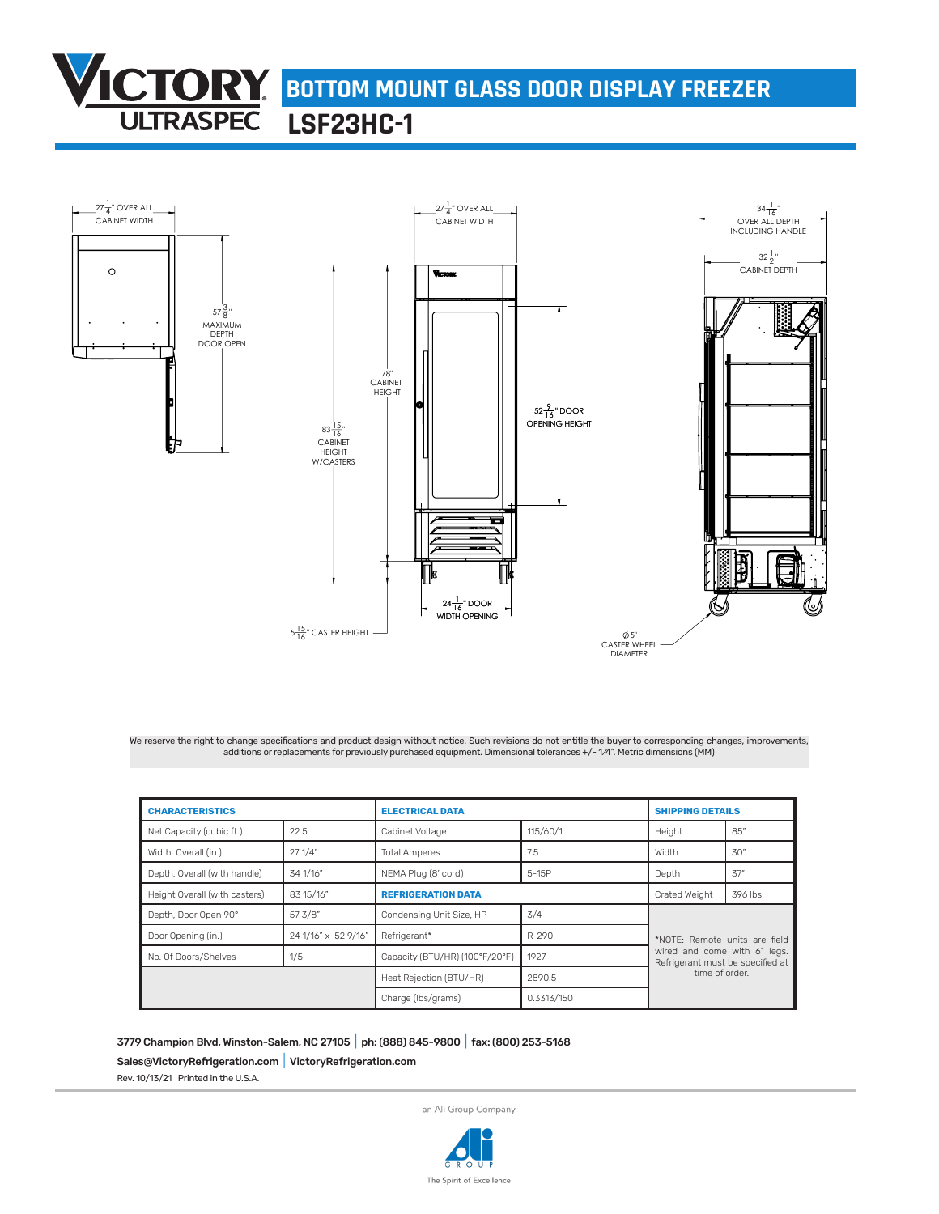# BOTTOM MOUNT GLASS DOOR DISPLAY FREEZER

## LSF23HC-1

$27\frac{1}{4}$" OVER ALL CABINET WIDTH

$57\frac{3}{8}$" MAXIMUM DEPTH DOOR OPEN

$27\frac{1}{4}$" OVER ALL CABINET WIDTH

78" CABINET HEIGHT

$83\frac{15}{16}$" CABINET HEIGHT W/CASTERS

$52\frac{9}{16}$" DOOR OPENING HEIGHT

$24\frac{1}{16}$" DOOR WIDTH OPENING

$5\frac{15}{16}$" CASTER HEIGHT

$34\frac{1}{16}$" OVER ALL DEPTH INCLUDING HANDLE

$32\frac{1}{2}$" CABINET DEPTH

Ø 5" CASTER WHEEL DIAMETER

We reserve the right to change specifications and product design without notice. Such revisions do not entitle the buyer to corresponding changes, improvements, additions or replacements for previously purchased equipment. Dimensional tolerances +/- 1/4". Metric dimensions (MM)

| CHARACTERISTICS | | ELECTRICAL DATA | | SHIPPING DETAILS | |
|---|---|---|---|---|---|
| Net Capacity (cubic ft.) | 22.5 | Cabinet Voltage | 115/60/1 | Height | 85" |
| Width, Overall (in.) | 27 1/4" | Total Amperes | 7.5 | Width | 30" |
| Depth, Overall (with handle) | 34 1/16" | NEMA Plug (8' cord) | 5-15P | Depth | 37" |
| Height Overall (with casters) | 83 15/16" | **REFRIGERATION DATA** | | Crated Weight | 396 lbs |
| Depth, Door Open 90° | 57 3/8" | Condensing Unit Size, HP | 3/4 | *NOTE: Remote units are field wired and come with 6" legs. Refrigerant must be specified at time of order. | |
| Door Opening (in.) | 24 1/16" x 52 9/16" | Refrigerant* | R-290 | | |
| No. Of Doors/Shelves | 1/5 | Capacity (BTU/HR) (100°F/20°F) | 1927 | | |
| | | Heat Rejection (BTU/HR) | 2890.5 | | |
| | | Charge (lbs/grams) | 0.3313/150 | | |

**3779 Champion Blvd, Winston-Salem, NC 27105 | ph: (888) 845-9800 | fax: (800) 253-5168**

**Sales@VictoryRefrigeration.com | VictoryRefrigeration.com**

Rev. 10/13/21 Printed in the U.S.A.

an Ali Group Company

The Spirit of Excellence